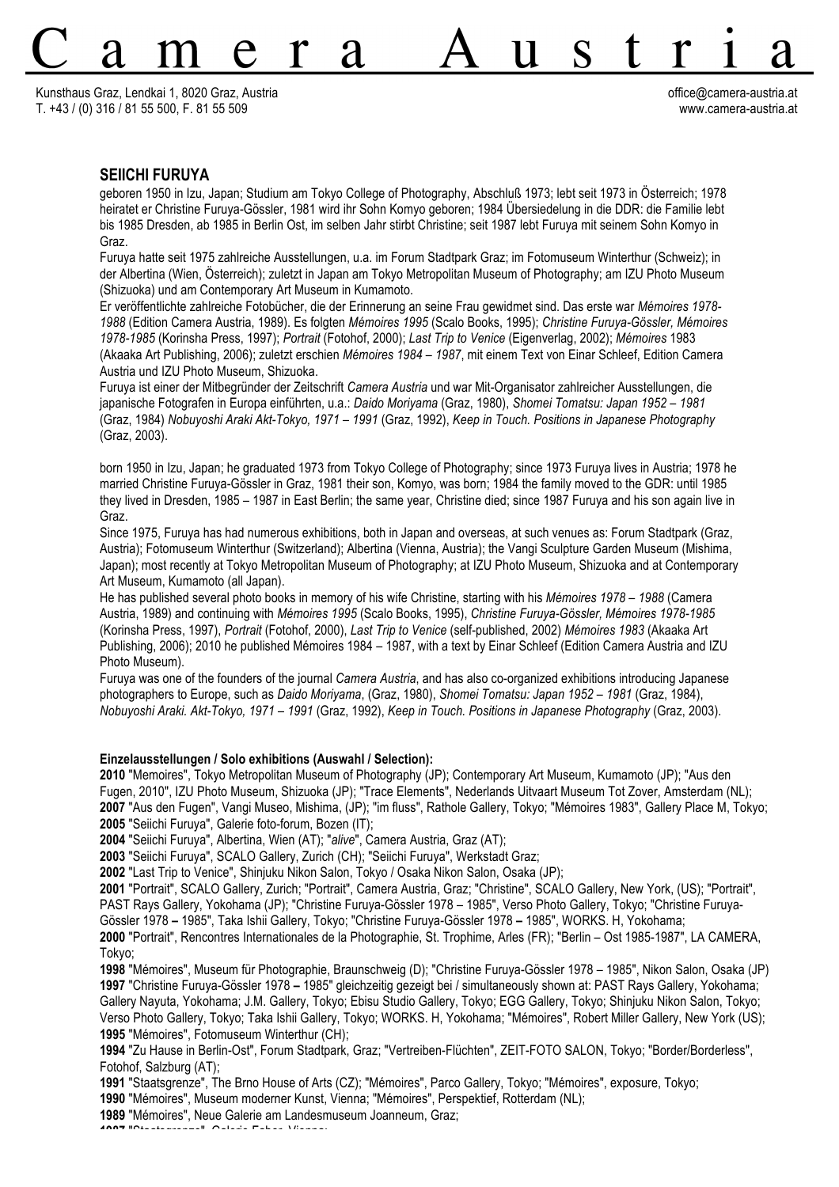# Camera Austria

Kunsthaus Graz, Lendkai 1, 8020 Graz, Austria
T. +43 / (0) 316 / 81 55 500, F. 81 55 509

office@camera-austria.at
www.camera-austria.at

## SEIICHI FURUYA

geboren 1950 in Izu, Japan; Studium am Tokyo College of Photography, Abschluß 1973; lebt seit 1973 in Österreich; 1978 heiratet er Christine Furuya-Gössler, 1981 wird ihr Sohn Komyo geboren; 1984 Übersiedelung in die DDR: die Familie lebt bis 1985 Dresden, ab 1985 in Berlin Ost, im selben Jahr stirbt Christine; seit 1987 lebt Furuya mit seinem Sohn Komyo in Graz.

Furuya hatte seit 1975 zahlreiche Ausstellungen, u.a. im Forum Stadtpark Graz; im Fotomuseum Winterthur (Schweiz); in der Albertina (Wien, Österreich); zuletzt in Japan am Tokyo Metropolitan Museum of Photography; am IZU Photo Museum (Shizuoka) und am Contemporary Art Museum in Kumamoto.

Er veröffentlichte zahlreiche Fotobücher, die der Erinnerung an seine Frau gewidmet sind. Das erste war *Mémoires 1978-1988* (Edition Camera Austria, 1989). Es folgten *Mémoires 1995* (Scalo Books, 1995); *Christine Furuya-Gössler, Mémoires 1978-1985* (Korinsha Press, 1997); *Portrait* (Fotohof, 2000); *Last Trip to Venice* (Eigenverlag, 2002); *Mémoires* 1983 (Akaaka Art Publishing, 2006); zuletzt erschien *Mémoires 1984 – 1987*, mit einem Text von Einar Schleef, Edition Camera Austria und IZU Photo Museum, Shizuoka.

Furuya ist einer der Mitbegründer der Zeitschrift *Camera Austria* und war Mit-Organisator zahlreicher Ausstellungen, die japanische Fotografen in Europa einführten, u.a.: *Daido Moriyama* (Graz, 1980), *Shomei Tomatsu: Japan 1952 – 1981* (Graz, 1984) *Nobuyoshi Araki Akt-Tokyo, 1971 – 1991* (Graz, 1992), *Keep in Touch. Positions in Japanese Photography* (Graz, 2003).

born 1950 in Izu, Japan; he graduated 1973 from Tokyo College of Photography; since 1973 Furuya lives in Austria; 1978 he married Christine Furuya-Gössler in Graz, 1981 their son, Komyo, was born; 1984 the family moved to the GDR: until 1985 they lived in Dresden, 1985 – 1987 in East Berlin; the same year, Christine died; since 1987 Furuya and his son again live in Graz.

Since 1975, Furuya has had numerous exhibitions, both in Japan and overseas, at such venues as: Forum Stadtpark (Graz, Austria); Fotomuseum Winterthur (Switzerland); Albertina (Vienna, Austria); the Vangi Sculpture Garden Museum (Mishima, Japan); most recently at Tokyo Metropolitan Museum of Photography; at IZU Photo Museum, Shizuoka and at Contemporary Art Museum, Kumamoto (all Japan).

He has published several photo books in memory of his wife Christine, starting with his *Mémoires 1978 – 1988* (Camera Austria, 1989) and continuing with *Mémoires 1995* (Scalo Books, 1995), *Christine Furuya-Gössler, Mémoires 1978-1985* (Korinsha Press, 1997), *Portrait* (Fotohof, 2000), *Last Trip to Venice* (self-published, 2002) *Mémoires 1983* (Akaaka Art Publishing, 2006); 2010 he published Mémoires 1984 – 1987, with a text by Einar Schleef (Edition Camera Austria and IZU Photo Museum).

Furuya was one of the founders of the journal *Camera Austria*, and has also co-organized exhibitions introducing Japanese photographers to Europe, such as *Daido Moriyama*, (Graz, 1980), *Shomei Tomatsu: Japan 1952 – 1981* (Graz, 1984), *Nobuyoshi Araki. Akt-Tokyo, 1971 – 1991* (Graz, 1992), *Keep in Touch. Positions in Japanese Photography* (Graz, 2003).

**Einzelausstellungen / Solo exhibitions (Auswahl / Selection):**

**2010** "Memoires", Tokyo Metropolitan Museum of Photography (JP); Contemporary Art Museum, Kumamoto (JP); "Aus den Fugen, 2010", IZU Photo Museum, Shizuoka (JP); "Trace Elements", Nederlands Uitvaart Museum Tot Zover, Amsterdam (NL);
**2007** "Aus den Fugen", Vangi Museo, Mishima, (JP); "im fluss", Rathole Gallery, Tokyo; "Mémoires 1983", Gallery Place M, Tokyo;
**2005** "Seiichi Furuya", Galerie foto-forum, Bozen (IT);
**2004** "Seiichi Furuya", Albertina, Wien (AT); "*alive*", Camera Austria, Graz (AT);
**2003** "Seiichi Furuya", SCALO Gallery, Zurich (CH); "Seiichi Furuya", Werkstadt Graz;
**2002** "Last Trip to Venice", Shinjuku Nikon Salon, Tokyo / Osaka Nikon Salon, Osaka (JP);
**2001** "Portrait", SCALO Gallery, Zurich; "Portrait", Camera Austria, Graz; "Christine", SCALO Gallery, New York, (US); "Portrait", PAST Rays Gallery, Yokohama (JP); "Christine Furuya-Gössler 1978 – 1985", Verso Photo Gallery, Tokyo; "Christine Furuya-Gössler 1978 – 1985", Taka Ishii Gallery, Tokyo; "Christine Furuya-Gössler 1978 – 1985", WORKS. H, Yokohama;
**2000** "Portrait", Rencontres Internationales de la Photographie, St. Trophime, Arles (FR); "Berlin – Ost 1985-1987", LA CAMERA, Tokyo;
**1998** "Mémoires", Museum für Photographie, Braunschweig (D); "Christine Furuya-Gössler 1978 – 1985", Nikon Salon, Osaka (JP)
**1997** "Christine Furuya-Gössler 1978 – 1985" gleichzeitig gezeigt bei / simultaneously shown at: PAST Rays Gallery, Yokohama; Gallery Nayuta, Yokohama; J.M. Gallery, Tokyo; Ebisu Studio Gallery, Tokyo; EGG Gallery, Tokyo; Shinjuku Nikon Salon, Tokyo; Verso Photo Gallery, Tokyo; Taka Ishii Gallery, Tokyo; WORKS. H, Yokohama; "Mémoires", Robert Miller Gallery, New York (US);
**1995** "Mémoires", Fotomuseum Winterthur (CH);
**1994** "Zu Hause in Berlin-Ost", Forum Stadtpark, Graz; "Vertreiben-Flüchten", ZEIT-FOTO SALON, Tokyo; "Border/Borderless", Fotohof, Salzburg (AT);
**1991** "Staatsgrenze", The Brno House of Arts (CZ); "Mémoires", Parco Gallery, Tokyo; "Mémoires", exposure, Tokyo;
**1990** "Mémoires", Museum moderner Kunst, Vienna; "Mémoires", Perspektief, Rotterdam (NL);
**1989** "Mémoires", Neue Galerie am Landesmuseum Joanneum, Graz;
**1987** "Staatsgrenze", Galerie Faber, Vienna;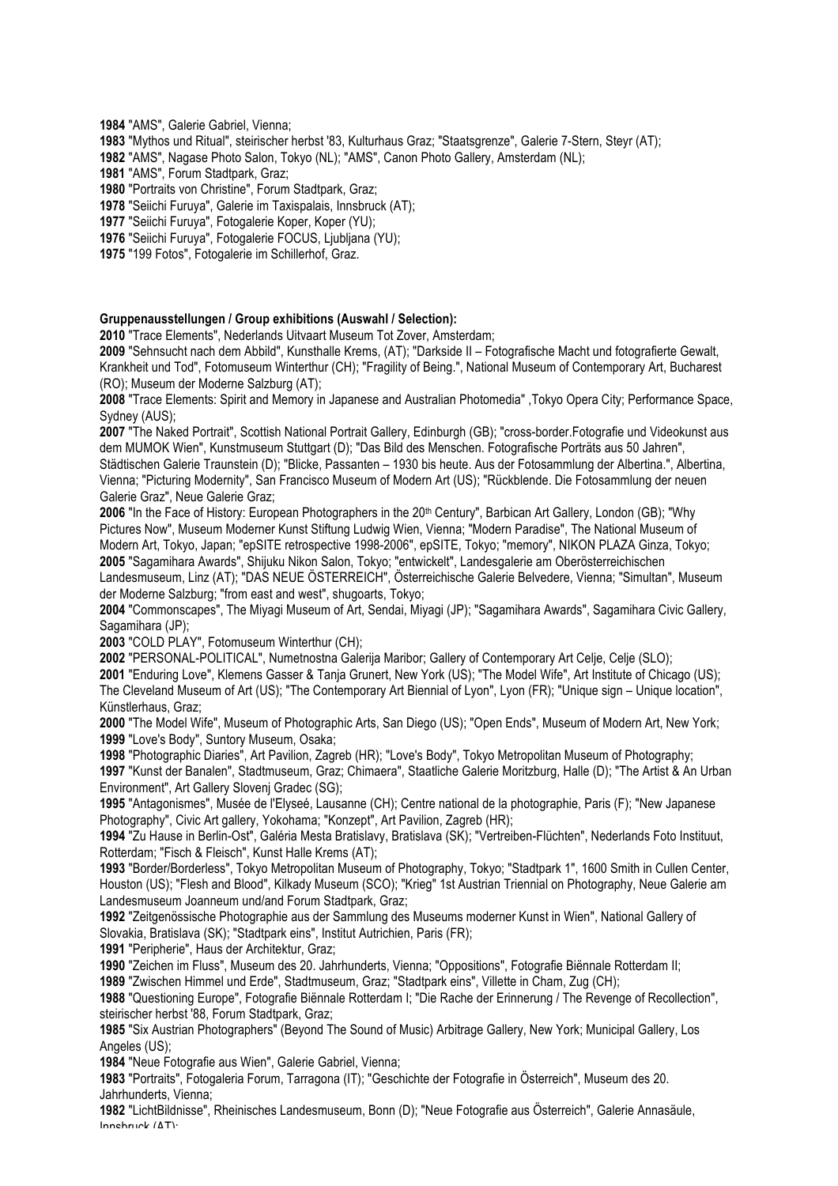**1984** "AMS", Galerie Gabriel, Vienna;
**1983** "Mythos und Ritual", steirischer herbst '83, Kulturhaus Graz; "Staatsgrenze", Galerie 7-Stern, Steyr (AT);
**1982** "AMS", Nagase Photo Salon, Tokyo (NL); "AMS", Canon Photo Gallery, Amsterdam (NL);
**1981** "AMS", Forum Stadtpark, Graz;
**1980** "Portraits von Christine", Forum Stadtpark, Graz;
**1978** "Seiichi Furuya", Galerie im Taxispalais, Innsbruck (AT);
**1977** "Seiichi Furuya", Fotogalerie Koper, Koper (YU);
**1976** "Seiichi Furuya", Fotogalerie FOCUS, Ljubljana (YU);
**1975** "199 Fotos", Fotogalerie im Schillerhof, Graz.

**Gruppenausstellungen / Group exhibitions (Auswahl / Selection):**

**2010** "Trace Elements", Nederlands Uitvaart Museum Tot Zover, Amsterdam;
**2009** "Sehnsucht nach dem Abbild", Kunsthalle Krems, (AT); "Darkside II – Fotografische Macht und fotografierte Gewalt, Krankheit und Tod", Fotomuseum Winterthur (CH); "Fragility of Being.", National Museum of Contemporary Art, Bucharest (RO); Museum der Moderne Salzburg (AT);
**2008** "Trace Elements: Spirit and Memory in Japanese and Australian Photomedia" ,Tokyo Opera City; Performance Space, Sydney (AUS);
**2007** "The Naked Portrait", Scottish National Portrait Gallery, Edinburgh (GB); "cross-border.Fotografie und Videokunst aus dem MUMOK Wien", Kunstmuseum Stuttgart (D); "Das Bild des Menschen. Fotografische Porträts aus 50 Jahren", Städtischen Galerie Traunstein (D); "Blicke, Passanten – 1930 bis heute. Aus der Fotosammlung der Albertina.", Albertina, Vienna; "Picturing Modernity", San Francisco Museum of Modern Art (US); "Rückblende. Die Fotosammlung der neuen Galerie Graz", Neue Galerie Graz;
**2006** "In the Face of History: European Photographers in the 20th Century", Barbican Art Gallery, London (GB); "Why Pictures Now", Museum Moderner Kunst Stiftung Ludwig Wien, Vienna; "Modern Paradise", The National Museum of Modern Art, Tokyo, Japan; "epSITE retrospective 1998-2006", epSITE, Tokyo; "memory", NIKON PLAZA Ginza, Tokyo;
**2005** "Sagamihara Awards", Shijuku Nikon Salon, Tokyo; "entwickelt", Landesgalerie am Oberösterreichischen Landesmuseum, Linz (AT); "DAS NEUE ÖSTERREICH", Österreichische Galerie Belvedere, Vienna; "Simultan", Museum der Moderne Salzburg; "from east and west", shugoarts, Tokyo;
**2004** "Commonscapes", The Miyagi Museum of Art, Sendai, Miyagi (JP); "Sagamihara Awards", Sagamihara Civic Gallery, Sagamihara (JP);
**2003** "COLD PLAY", Fotomuseum Winterthur (CH);
**2002** "PERSONAL-POLITICAL", Numetnostna Galerija Maribor; Gallery of Contemporary Art Celje, Celje (SLO);
**2001** "Enduring Love", Klemens Gasser & Tanja Grunert, New York (US); "The Model Wife", Art Institute of Chicago (US); The Cleveland Museum of Art (US); "The Contemporary Art Biennial of Lyon", Lyon (FR); "Unique sign – Unique location", Künstlerhaus, Graz;
**2000** "The Model Wife", Museum of Photographic Arts, San Diego (US); "Open Ends", Museum of Modern Art, New York;
**1999** "Love's Body", Suntory Museum, Osaka;
**1998** "Photographic Diaries", Art Pavilion, Zagreb (HR); "Love's Body", Tokyo Metropolitan Museum of Photography;
**1997** "Kunst der Banalen", Stadtmuseum, Graz; Chimaera", Staatliche Galerie Moritzburg, Halle (D); "The Artist & An Urban Environment", Art Gallery Slovenj Gradec (SG);
**1995** "Antagonismes", Musée de l'Elyseé, Lausanne (CH); Centre national de la photographie, Paris (F); "New Japanese Photography", Civic Art gallery, Yokohama; "Konzept", Art Pavilion, Zagreb (HR);
**1994** "Zu Hause in Berlin-Ost", Galéria Mesta Bratislavy, Bratislava (SK); "Vertreiben-Flüchten", Nederlands Foto Instituut, Rotterdam; "Fisch & Fleisch", Kunst Halle Krems (AT);
**1993** "Border/Borderless", Tokyo Metropolitan Museum of Photography, Tokyo; "Stadtpark 1", 1600 Smith in Cullen Center, Houston (US); "Flesh and Blood", Kilkady Museum (SCO); "Krieg" 1st Austrian Triennial on Photography, Neue Galerie am Landesmuseum Joanneum und/and Forum Stadtpark, Graz;
**1992** "Zeitgenössische Photographie aus der Sammlung des Museums moderner Kunst in Wien", National Gallery of Slovakia, Bratislava (SK); "Stadtpark eins", Institut Autrichien, Paris (FR);
**1991** "Peripherie", Haus der Architektur, Graz;
**1990** "Zeichen im Fluss", Museum des 20. Jahrhunderts, Vienna; "Oppositions", Fotografie Biënnale Rotterdam II;
**1989** "Zwischen Himmel und Erde", Stadtmuseum, Graz; "Stadtpark eins", Villette in Cham, Zug (CH);
**1988** "Questioning Europe", Fotografie Biënnale Rotterdam I; "Die Rache der Erinnerung / The Revenge of Recollection", steirischer herbst '88, Forum Stadtpark, Graz;
**1985** "Six Austrian Photographers" (Beyond The Sound of Music) Arbitrage Gallery, New York; Municipal Gallery, Los Angeles (US);
**1984** "Neue Fotografie aus Wien", Galerie Gabriel, Vienna;
**1983** "Portraits", Fotogaleria Forum, Tarragona (IT); "Geschichte der Fotografie in Österreich", Museum des 20. Jahrhunderts, Vienna;
**1982** "LichtBildnisse", Rheinisches Landesmuseum, Bonn (D); "Neue Fotografie aus Österreich", Galerie Annasäule, Innsbruck (AT);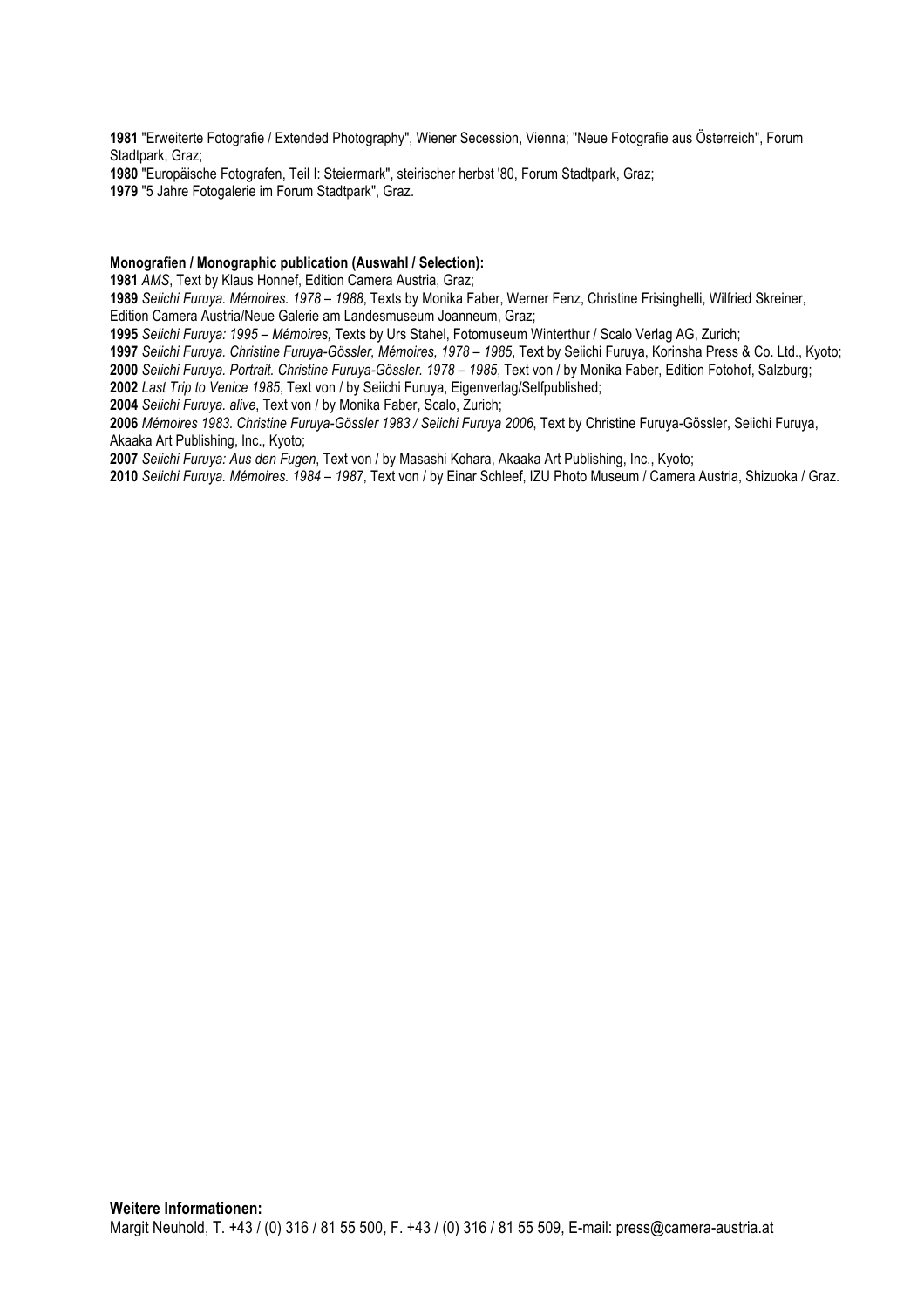**1981** "Erweiterte Fotografie / Extended Photography", Wiener Secession, Vienna; "Neue Fotografie aus Österreich", Forum Stadtpark, Graz;
**1980** "Europäische Fotografen, Teil I: Steiermark", steirischer herbst '80, Forum Stadtpark, Graz;
**1979** "5 Jahre Fotogalerie im Forum Stadtpark", Graz.

**Monografien / Monographic publication (Auswahl / Selection):**

**1981** *AMS*, Text by Klaus Honnef, Edition Camera Austria, Graz;
**1989** *Seiichi Furuya. Mémoires. 1978 – 1988*, Texts by Monika Faber, Werner Fenz, Christine Frisinghelli, Wilfried Skreiner, Edition Camera Austria/Neue Galerie am Landesmuseum Joanneum, Graz;
**1995** *Seiichi Furuya: 1995 – Mémoires,* Texts by Urs Stahel, Fotomuseum Winterthur / Scalo Verlag AG, Zurich;
**1997** *Seiichi Furuya. Christine Furuya-Gössler, Mémoires, 1978 – 1985*, Text by Seiichi Furuya, Korinsha Press & Co. Ltd., Kyoto;
**2000** *Seiichi Furuya. Portrait. Christine Furuya-Gössler. 1978 – 1985*, Text von / by Monika Faber, Edition Fotohof, Salzburg;
**2002** *Last Trip to Venice 1985*, Text von / by Seiichi Furuya, Eigenverlag/Selfpublished;
**2004** *Seiichi Furuya. alive*, Text von / by Monika Faber, Scalo, Zurich;
**2006** *Mémoires 1983. Christine Furuya-Gössler 1983 / Seiichi Furuya 2006*, Text by Christine Furuya-Gössler, Seiichi Furuya, Akaaka Art Publishing, Inc., Kyoto;
**2007** *Seiichi Furuya: Aus den Fugen*, Text von / by Masashi Kohara, Akaaka Art Publishing, Inc., Kyoto;
**2010** *Seiichi Furuya. Mémoires. 1984 – 1987*, Text von / by Einar Schleef, IZU Photo Museum / Camera Austria, Shizuoka / Graz.

**Weitere Informationen:**
Margit Neuhold, T. +43 / (0) 316 / 81 55 500, F. +43 / (0) 316 / 81 55 509, E-mail: press@camera-austria.at